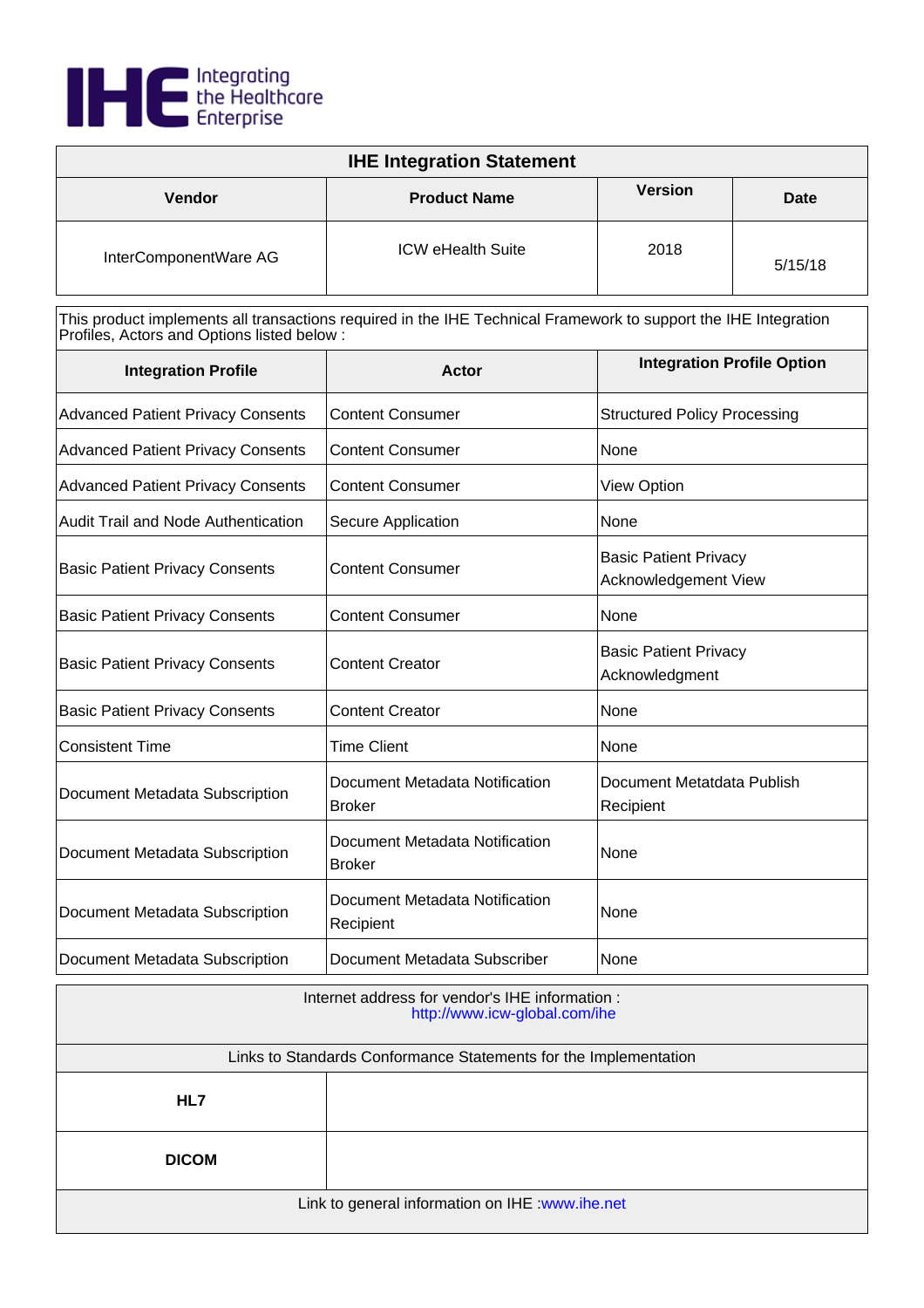IHE Integrating the Healthcare Enterprise

| IHE Integration Statement | | | |
|---|---|---|---|
| **Vendor** | **Product Name** | **Version** | **Date** |
| InterComponentWare AG | ICW eHealth Suite | 2018 | 5/15/18 |

This product implements all transactions required in the IHE Technical Framework to support the IHE Integration Profiles, Actors and Options listed below :

| Integration Profile | Actor | Integration Profile Option |
|---|---|---|
| Advanced Patient Privacy Consents | Content Consumer | Structured Policy Processing |
| Advanced Patient Privacy Consents | Content Consumer | None |
| Advanced Patient Privacy Consents | Content Consumer | View Option |
| Audit Trail and Node Authentication | Secure Application | None |
| Basic Patient Privacy Consents | Content Consumer | Basic Patient Privacy Acknowledgement View |
| Basic Patient Privacy Consents | Content Consumer | None |
| Basic Patient Privacy Consents | Content Creator | Basic Patient Privacy Acknowledgment |
| Basic Patient Privacy Consents | Content Creator | None |
| Consistent Time | Time Client | None |
| Document Metadata Subscription | Document Metadata Notification Broker | Document Metatdata Publish Recipient |
| Document Metadata Subscription | Document Metadata Notification Broker | None |
| Document Metadata Subscription | Document Metadata Notification Recipient | None |
| Document Metadata Subscription | Document Metadata Subscriber | None |

| Internet address for vendor's IHE information : http://www.icw-global.com/ihe | |
|---|---|
| Links to Standards Conformance Statements for the Implementation | |
| **HL7** | |
| **DICOM** | |
| Link to general information on IHE :www.ihe.net | |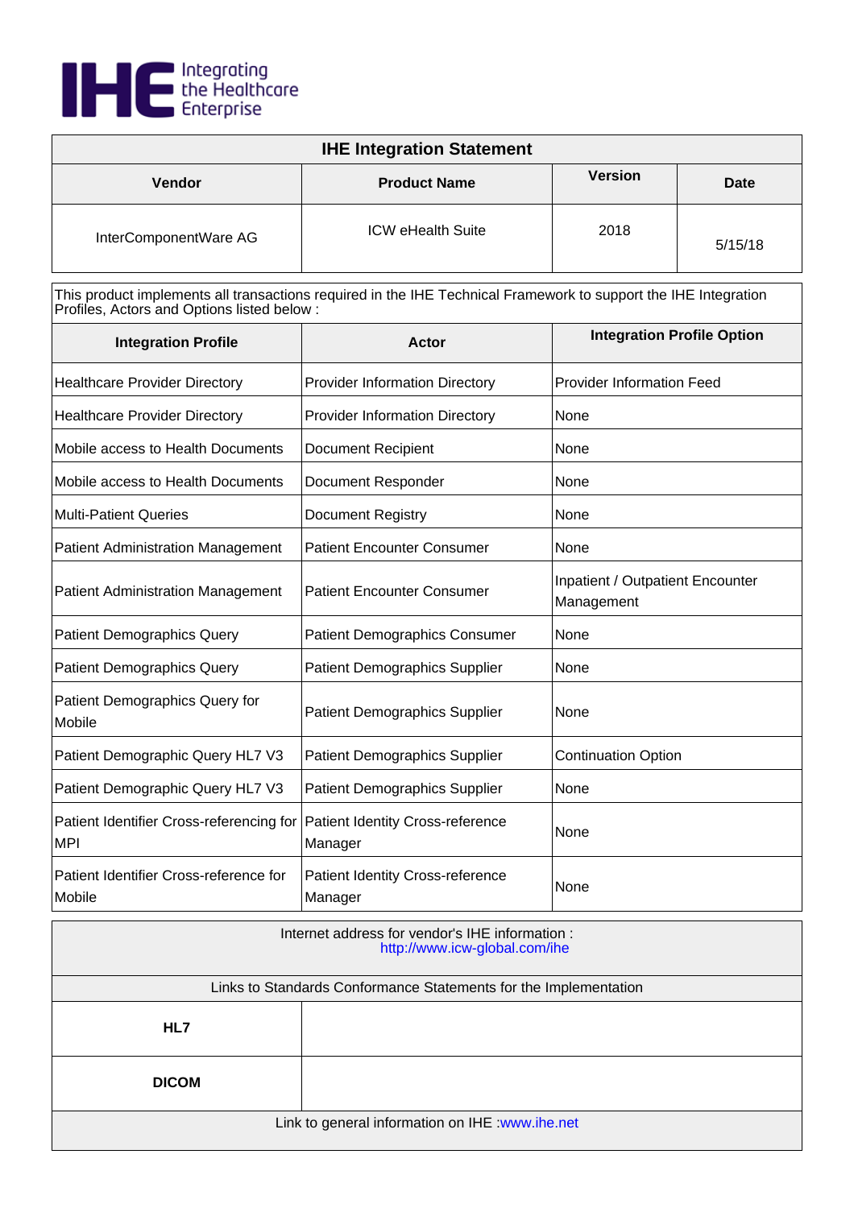IHE Integrating the Healthcare Enterprise

| IHE Integration Statement | | | |
|---|---|---|---|
| **Vendor** | **Product Name** | **Version** | **Date** |
| InterComponentWare AG | ICW eHealth Suite | 2018 | 5/15/18 |

This product implements all transactions required in the IHE Technical Framework to support the IHE Integration Profiles, Actors and Options listed below :

| Integration Profile | Actor | Integration Profile Option |
|---|---|---|
| Healthcare Provider Directory | Provider Information Directory | Provider Information Feed |
| Healthcare Provider Directory | Provider Information Directory | None |
| Mobile access to Health Documents | Document Recipient | None |
| Mobile access to Health Documents | Document Responder | None |
| Multi-Patient Queries | Document Registry | None |
| Patient Administration Management | Patient Encounter Consumer | None |
| Patient Administration Management | Patient Encounter Consumer | Inpatient / Outpatient Encounter Management |
| Patient Demographics Query | Patient Demographics Consumer | None |
| Patient Demographics Query | Patient Demographics Supplier | None |
| Patient Demographics Query for Mobile | Patient Demographics Supplier | None |
| Patient Demographic Query HL7 V3 | Patient Demographics Supplier | Continuation Option |
| Patient Demographic Query HL7 V3 | Patient Demographics Supplier | None |
| Patient Identifier Cross-referencing for MPI | Patient Identity Cross-reference Manager | None |
| Patient Identifier Cross-reference for Mobile | Patient Identity Cross-reference Manager | None |

Internet address for vendor's IHE information : http://www.icw-global.com/ihe

| Links to Standards Conformance Statements for the Implementation | |
|---|---|
| **HL7** | |
| **DICOM** | |

Link to general information on IHE :www.ihe.net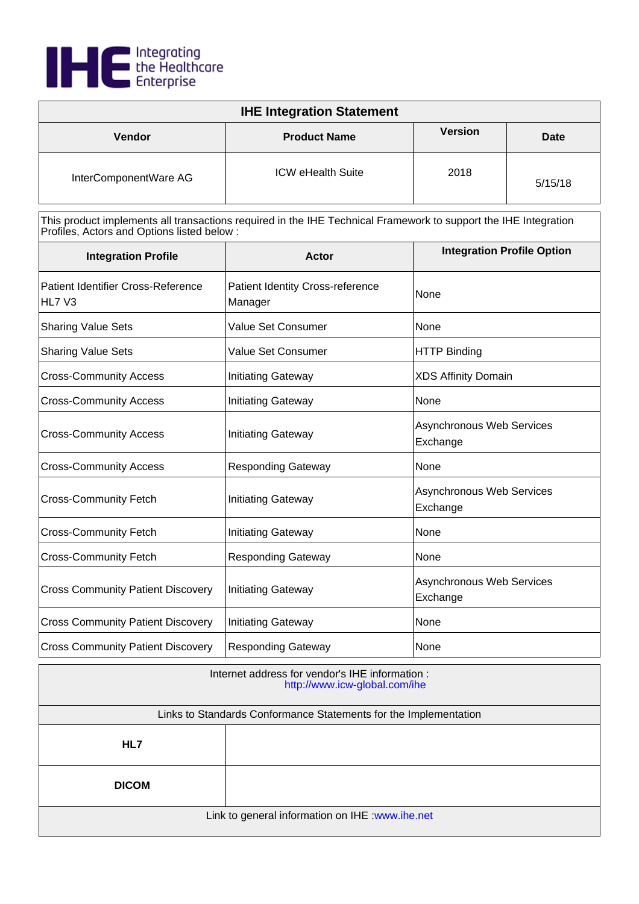IHE Integrating the Healthcare Enterprise

| IHE Integration Statement | | | |
|---|---|---|---|
| **Vendor** | **Product Name** | **Version** | **Date** |
| InterComponentWare AG | ICW eHealth Suite | 2018 | 5/15/18 |

This product implements all transactions required in the IHE Technical Framework to support the IHE Integration Profiles, Actors and Options listed below :

| Integration Profile | Actor | Integration Profile Option |
|---|---|---|
| Patient Identifier Cross-Reference HL7 V3 | Patient Identity Cross-reference Manager | None |
| Sharing Value Sets | Value Set Consumer | None |
| Sharing Value Sets | Value Set Consumer | HTTP Binding |
| Cross-Community Access | Initiating Gateway | XDS Affinity Domain |
| Cross-Community Access | Initiating Gateway | None |
| Cross-Community Access | Initiating Gateway | Asynchronous Web Services Exchange |
| Cross-Community Access | Responding Gateway | None |
| Cross-Community Fetch | Initiating Gateway | Asynchronous Web Services Exchange |
| Cross-Community Fetch | Initiating Gateway | None |
| Cross-Community Fetch | Responding Gateway | None |
| Cross Community Patient Discovery | Initiating Gateway | Asynchronous Web Services Exchange |
| Cross Community Patient Discovery | Initiating Gateway | None |
| Cross Community Patient Discovery | Responding Gateway | None |

Internet address for vendor's IHE information : http://www.icw-global.com/ihe

| Links to Standards Conformance Statements for the Implementation | |
|---|---|
| **HL7** | |
| **DICOM** | |

Link to general information on IHE :www.ihe.net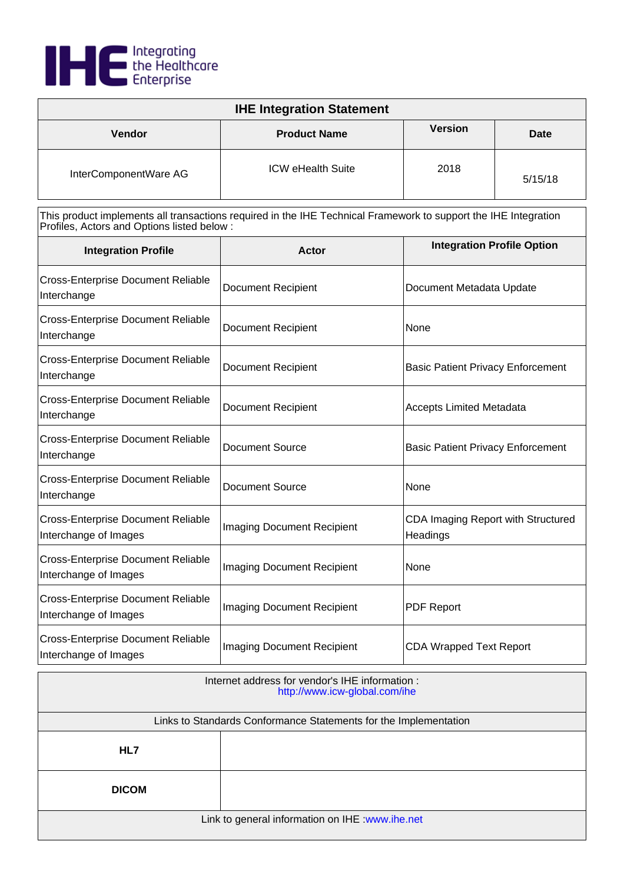IHE Integrating the Healthcare Enterprise

| IHE Integration Statement | | | |
|---|---|---|---|
| **Vendor** | **Product Name** | **Version** | **Date** |
| InterComponentWare AG | ICW eHealth Suite | 2018 | 5/15/18 |

This product implements all transactions required in the IHE Technical Framework to support the IHE Integration Profiles, Actors and Options listed below :

| Integration Profile | Actor | Integration Profile Option |
|---|---|---|
| Cross-Enterprise Document Reliable Interchange | Document Recipient | Document Metadata Update |
| Cross-Enterprise Document Reliable Interchange | Document Recipient | None |
| Cross-Enterprise Document Reliable Interchange | Document Recipient | Basic Patient Privacy Enforcement |
| Cross-Enterprise Document Reliable Interchange | Document Recipient | Accepts Limited Metadata |
| Cross-Enterprise Document Reliable Interchange | Document Source | Basic Patient Privacy Enforcement |
| Cross-Enterprise Document Reliable Interchange | Document Source | None |
| Cross-Enterprise Document Reliable Interchange of Images | Imaging Document Recipient | CDA Imaging Report with Structured Headings |
| Cross-Enterprise Document Reliable Interchange of Images | Imaging Document Recipient | None |
| Cross-Enterprise Document Reliable Interchange of Images | Imaging Document Recipient | PDF Report |
| Cross-Enterprise Document Reliable Interchange of Images | Imaging Document Recipient | CDA Wrapped Text Report |

Internet address for vendor's IHE information : http://www.icw-global.com/ihe

| Links to Standards Conformance Statements for the Implementation | |
|---|---|
| **HL7** | |
| **DICOM** | |

Link to general information on IHE :www.ihe.net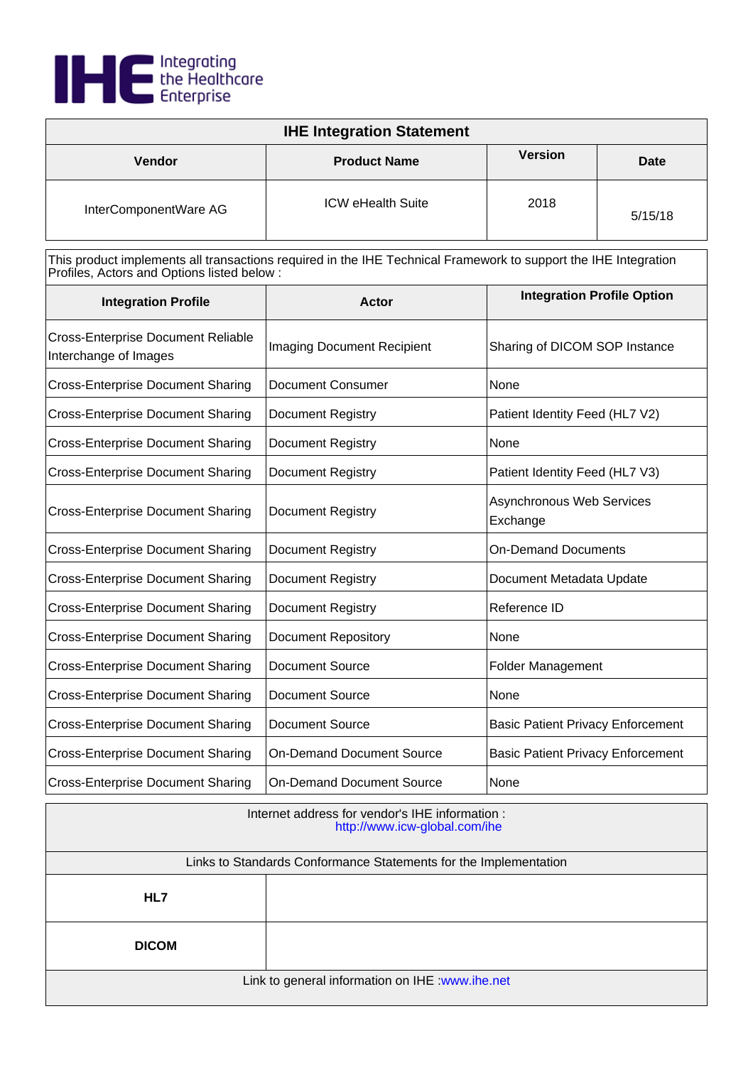IHE Integrating the Healthcare Enterprise

| IHE Integration Statement | | | |
|---|---|---|---|
| **Vendor** | **Product Name** | **Version** | **Date** |
| InterComponentWare AG | ICW eHealth Suite | 2018 | 5/15/18 |

This product implements all transactions required in the IHE Technical Framework to support the IHE Integration Profiles, Actors and Options listed below :

| Integration Profile | Actor | Integration Profile Option |
|---|---|---|
| Cross-Enterprise Document Reliable Interchange of Images | Imaging Document Recipient | Sharing of DICOM SOP Instance |
| Cross-Enterprise Document Sharing | Document Consumer | None |
| Cross-Enterprise Document Sharing | Document Registry | Patient Identity Feed (HL7 V2) |
| Cross-Enterprise Document Sharing | Document Registry | None |
| Cross-Enterprise Document Sharing | Document Registry | Patient Identity Feed (HL7 V3) |
| Cross-Enterprise Document Sharing | Document Registry | Asynchronous Web Services Exchange |
| Cross-Enterprise Document Sharing | Document Registry | On-Demand Documents |
| Cross-Enterprise Document Sharing | Document Registry | Document Metadata Update |
| Cross-Enterprise Document Sharing | Document Registry | Reference ID |
| Cross-Enterprise Document Sharing | Document Repository | None |
| Cross-Enterprise Document Sharing | Document Source | Folder Management |
| Cross-Enterprise Document Sharing | Document Source | None |
| Cross-Enterprise Document Sharing | Document Source | Basic Patient Privacy Enforcement |
| Cross-Enterprise Document Sharing | On-Demand Document Source | Basic Patient Privacy Enforcement |
| Cross-Enterprise Document Sharing | On-Demand Document Source | None |

| Internet address for vendor's IHE information : http://www.icw-global.com/ihe | |
|---|---|
| Links to Standards Conformance Statements for the Implementation | |
| **HL7** | |
| **DICOM** | |
| Link to general information on IHE :www.ihe.net | |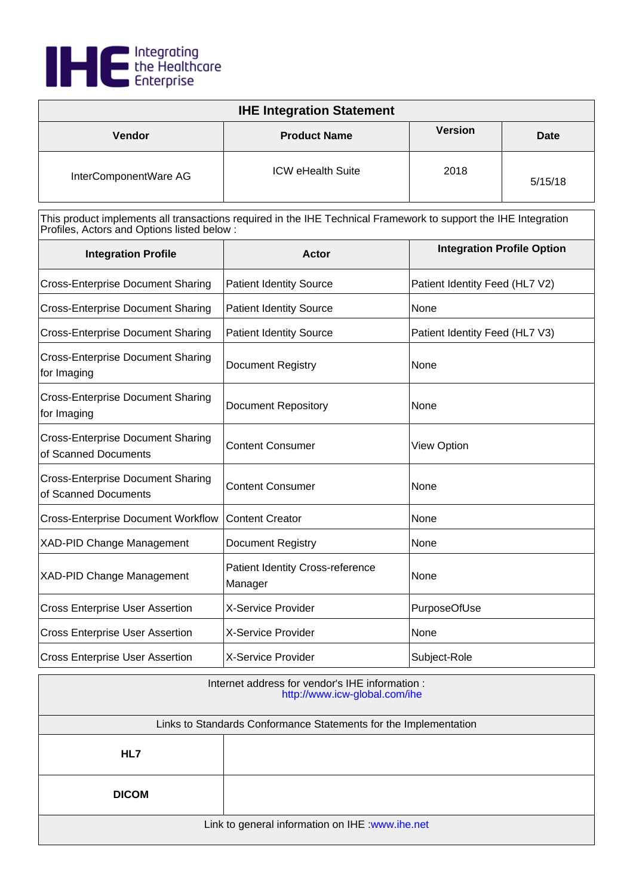Integrating the Healthcare Enterprise

| IHE Integration Statement | | | |
|---|---|---|---|
| **Vendor** | **Product Name** | **Version** | **Date** |
| InterComponentWare AG | ICW eHealth Suite | 2018 | 5/15/18 |

This product implements all transactions required in the IHE Technical Framework to support the IHE Integration Profiles, Actors and Options listed below :

| Integration Profile | Actor | Integration Profile Option |
|---|---|---|
| Cross-Enterprise Document Sharing | Patient Identity Source | Patient Identity Feed (HL7 V2) |
| Cross-Enterprise Document Sharing | Patient Identity Source | None |
| Cross-Enterprise Document Sharing | Patient Identity Source | Patient Identity Feed (HL7 V3) |
| Cross-Enterprise Document Sharing for Imaging | Document Registry | None |
| Cross-Enterprise Document Sharing for Imaging | Document Repository | None |
| Cross-Enterprise Document Sharing of Scanned Documents | Content Consumer | View Option |
| Cross-Enterprise Document Sharing of Scanned Documents | Content Consumer | None |
| Cross-Enterprise Document Workflow | Content Creator | None |
| XAD-PID Change Management | Document Registry | None |
| XAD-PID Change Management | Patient Identity Cross-reference Manager | None |
| Cross Enterprise User Assertion | X-Service Provider | PurposeOfUse |
| Cross Enterprise User Assertion | X-Service Provider | None |
| Cross Enterprise User Assertion | X-Service Provider | Subject-Role |

Internet address for vendor's IHE information : http://www.icw-global.com/ihe

| Links to Standards Conformance Statements for the Implementation | |
|---|---|
| **HL7** | |
| **DICOM** | |

Link to general information on IHE :www.ihe.net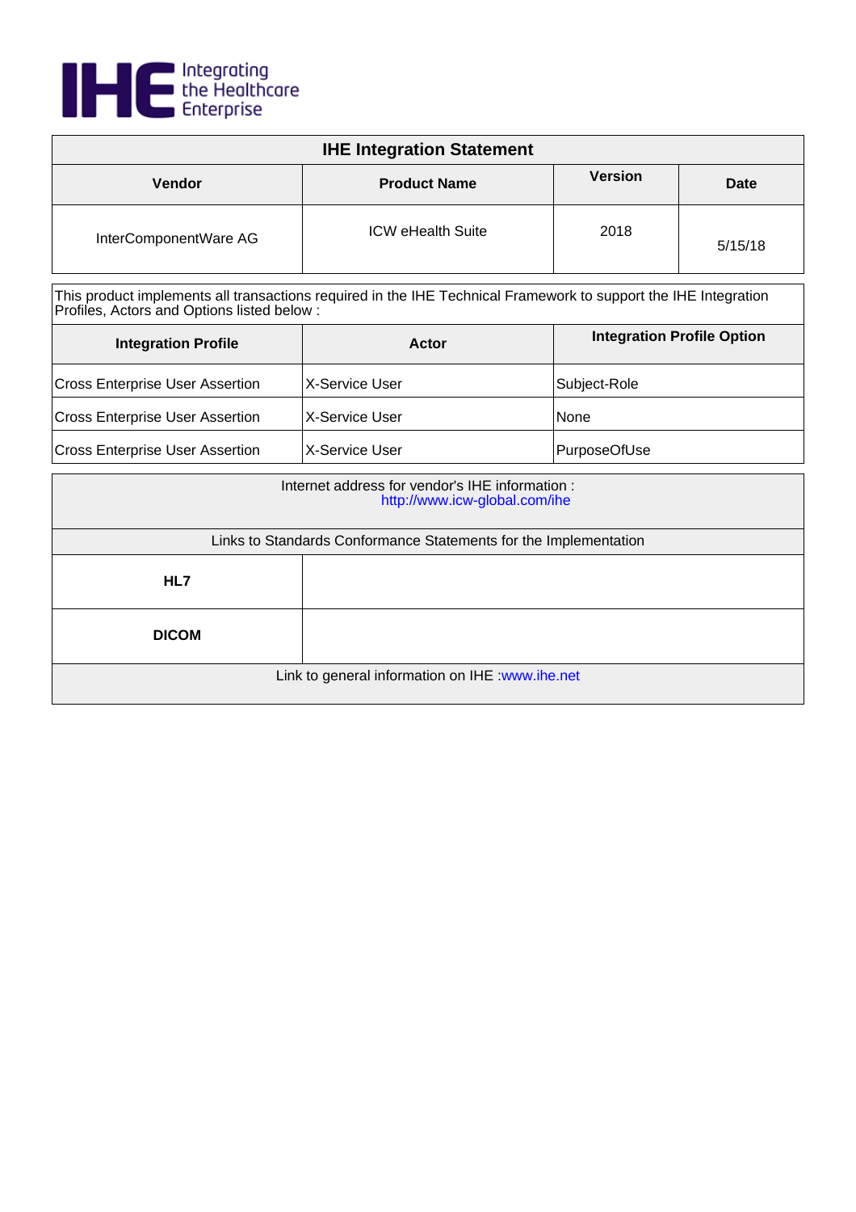Integrating the Healthcare Enterprise

| IHE Integration Statement | | | |
|---|---|---|---|
| **Vendor** | **Product Name** | **Version** | **Date** |
| InterComponentWare AG | ICW eHealth Suite | 2018 | 5/15/18 |

This product implements all transactions required in the IHE Technical Framework to support the IHE Integration Profiles, Actors and Options listed below :

| Integration Profile | Actor | Integration Profile Option |
|---|---|---|
| Cross Enterprise User Assertion | X-Service User | Subject-Role |
| Cross Enterprise User Assertion | X-Service User | None |
| Cross Enterprise User Assertion | X-Service User | PurposeOfUse |

Internet address for vendor's IHE information : http://www.icw-global.com/ihe

Links to Standards Conformance Statements for the Implementation

| | |
|---|---|
| **HL7** | |
| **DICOM** | |

Link to general information on IHE :www.ihe.net